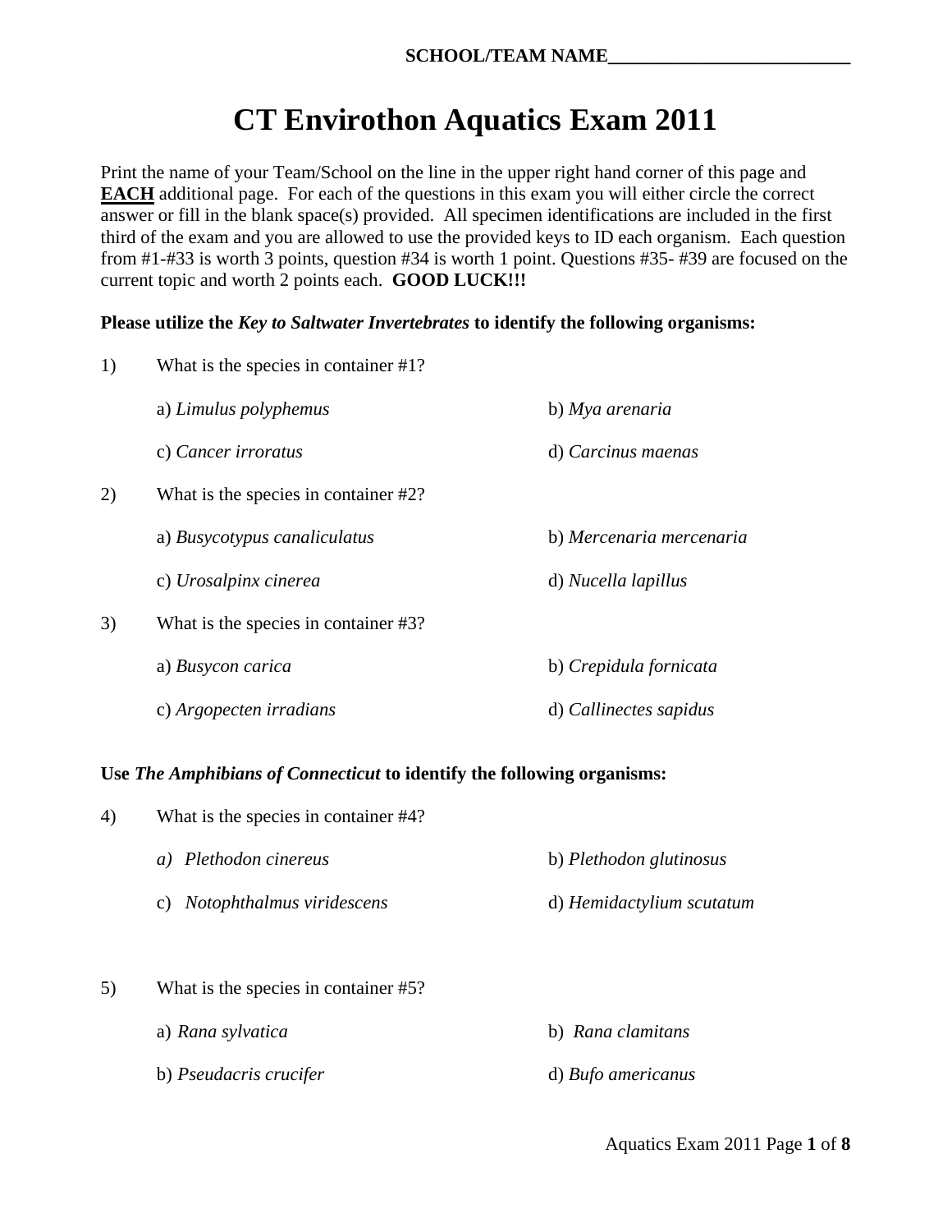**SCHOOL/TEAM NAME___________________________**

# CT Envirothon Aquatics Exam 2011

Print the name of your Team/School on the line in the upper right hand corner of this page and **EACH** additional page. For each of the questions in this exam you will either circle the correct answer or fill in the blank space(s) provided. All specimen identifications are included in the first third of the exam and you are allowed to use the provided keys to ID each organism. Each question from #1-#33 is worth 3 points, question #34 is worth 1 point. Questions #35- #39 are focused on the current topic and worth 2 points each. **GOOD LUCK!!!**

**Please utilize the *Key to Saltwater Invertebrates* to identify the following organisms:**

1) What is the species in container #1?

a) *Limulus polyphemus* b) *Mya arenaria*

c) *Cancer irroratus* d) *Carcinus maenas*

2) What is the species in container #2?

a) *Busycotypus canaliculatus* b) *Mercenaria mercenaria*

c) *Urosalpinx cinerea* d) *Nucella lapillus*

3) What is the species in container #3?

a) *Busycon carica* b) *Crepidula fornicata*

c) *Argopecten irradians* d) *Callinectes sapidus*

**Use *The Amphibians of Connecticut* to identify the following organisms:**

4) What is the species in container #4?

*a) Plethodon cinereus* b) *Plethodon glutinosus*

c) *Notophthalmus viridescens* d) *Hemidactylium scutatum*

5) What is the species in container #5?

a) *Rana sylvatica* b) *Rana clamitans*

b) *Pseudacris crucifer* d) *Bufo americanus*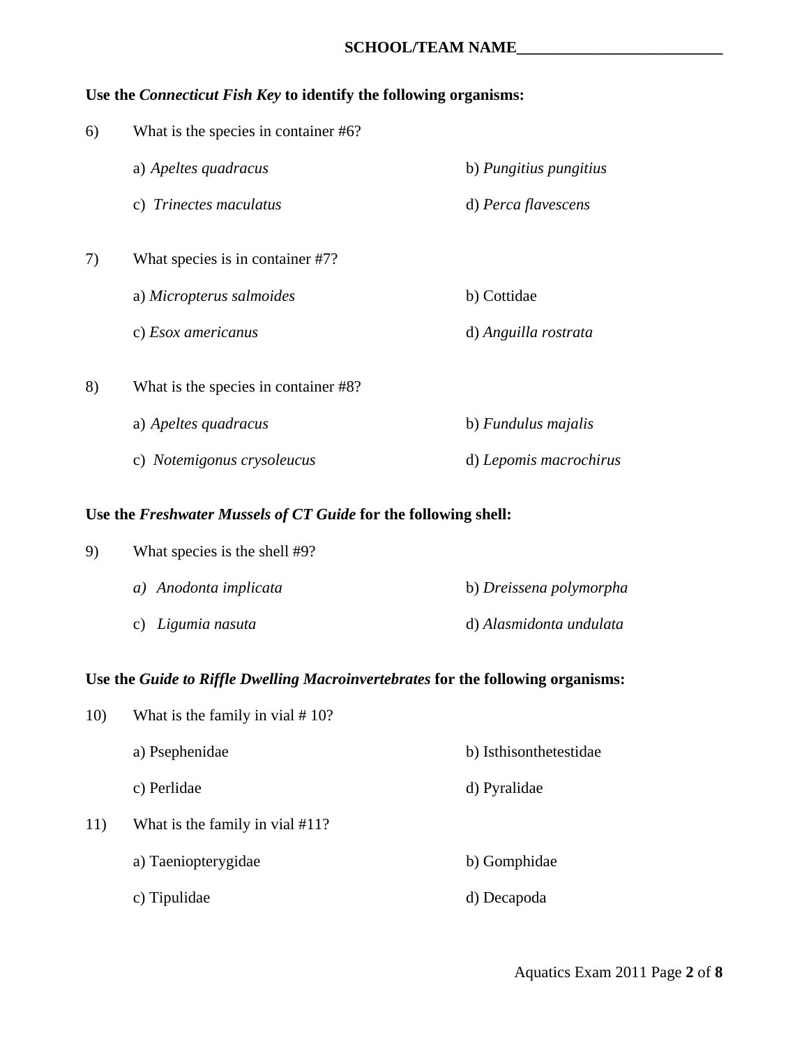SCHOOL/TEAM NAME___________________________

**Use the *Connecticut Fish Key* to identify the following organisms:**

6) What is the species in container #6?

a) *Apeltes quadracus*
b) *Pungitius pungitius*
c) *Trinectes maculatus*
d) *Perca flavescens*

7) What species is in container #7?

a) *Micropterus salmoides*
b) Cottidae
c) *Esox americanus*
d) *Anguilla rostrata*

8) What is the species in container #8?

a) *Apeltes quadracus*
b) *Fundulus majalis*
c) *Notemigonus crysoleucus*
d) *Lepomis macrochirus*

**Use the *Freshwater Mussels of CT Guide* for the following shell:**

9) What species is the shell #9?

*a) Anodonta implicata*
b) *Dreissena polymorpha*
c) *Ligumia nasuta*
d) *Alasmidonta undulata*

**Use the *Guide to Riffle Dwelling Macroinvertebrates* for the following organisms:**

10) What is the family in vial # 10?

a) Psephenidae
b) Isthisonthetestidae
c) Perlidae
d) Pyralidae

11) What is the family in vial #11?

a) Taeniopterygidae
b) Gomphidae
c) Tipulidae
d) Decapoda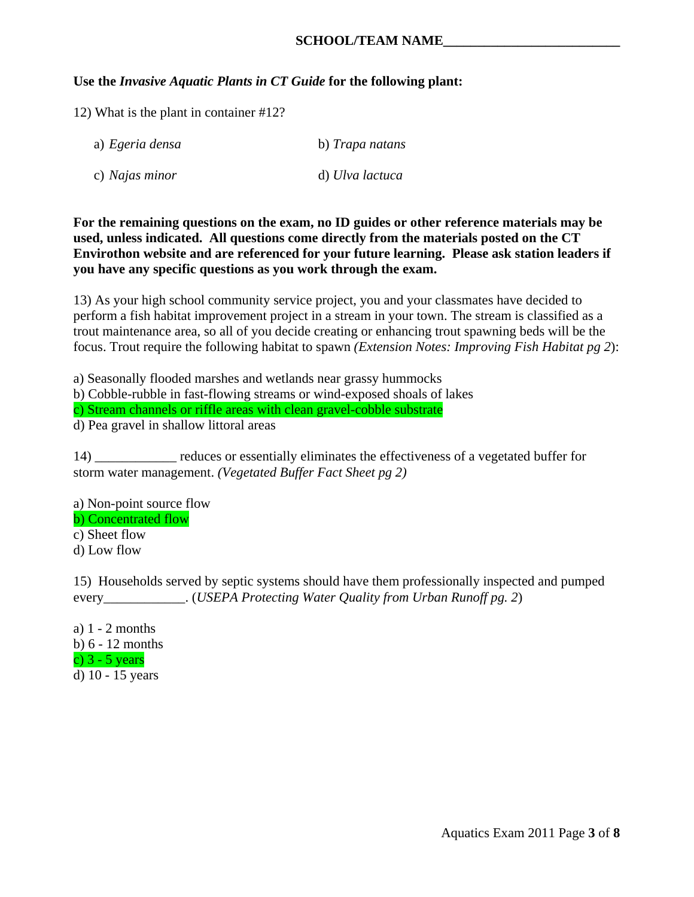**SCHOOL/TEAM NAME__________________________**

**Use the *Invasive Aquatic Plants in CT Guide* for the following plant:**

12) What is the plant in container #12?

a) *Egeria densa*

b) *Trapa natans*

c) *Najas minor*

d) *Ulva lactuca*

**For the remaining questions on the exam, no ID guides or other reference materials may be used, unless indicated. All questions come directly from the materials posted on the CT Envirothon website and are referenced for your future learning. Please ask station leaders if you have any specific questions as you work through the exam.**

13) As your high school community service project, you and your classmates have decided to perform a fish habitat improvement project in a stream in your town. The stream is classified as a trout maintenance area, so all of you decide creating or enhancing trout spawning beds will be the focus. Trout require the following habitat to spawn *(Extension Notes: Improving Fish Habitat pg 2)*:

a) Seasonally flooded marshes and wetlands near grassy hummocks
b) Cobble-rubble in fast-flowing streams or wind-exposed shoals of lakes
c) Stream channels or riffle areas with clean gravel-cobble substrate
d) Pea gravel in shallow littoral areas

14) ____________ reduces or essentially eliminates the effectiveness of a vegetated buffer for storm water management. *(Vegetated Buffer Fact Sheet pg 2)*

a) Non-point source flow
b) Concentrated flow
c) Sheet flow
d) Low flow

15) Households served by septic systems should have them professionally inspected and pumped every____________. (*USEPA Protecting Water Quality from Urban Runoff pg. 2*)

a) 1 - 2 months
b) 6 - 12 months
c) 3 - 5 years
d) 10 - 15 years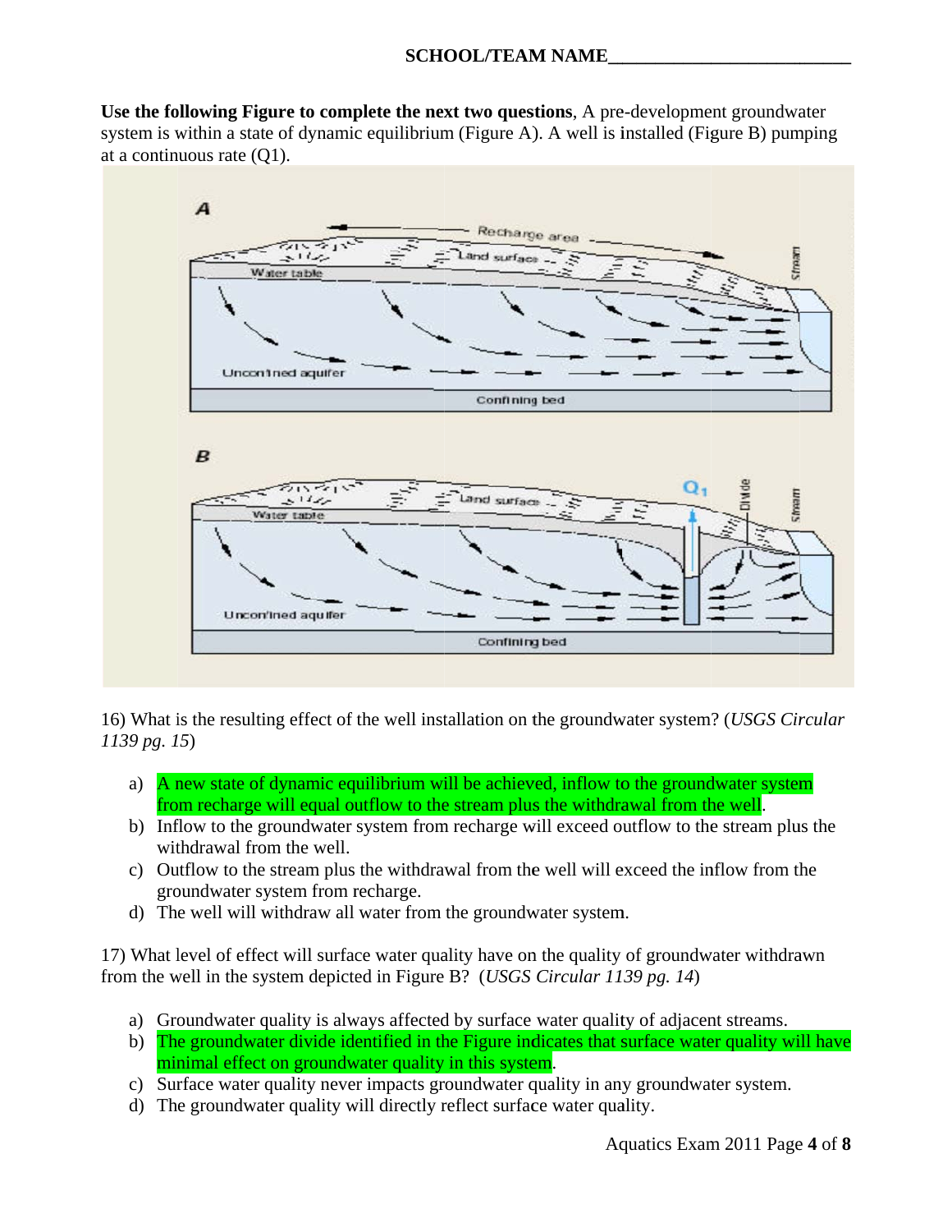**SCHOOL/TEAM NAME**___________________________

**Use the following Figure to complete the next two questions**, A pre-development groundwater system is within a state of dynamic equilibrium (Figure A). A well is installed (Figure B) pumping at a continuous rate (Q1).

16) What is the resulting effect of the well installation on the groundwater system? (*USGS Circular 1139 pg. 15*)

a) A new state of dynamic equilibrium will be achieved, inflow to the groundwater system from recharge will equal outflow to the stream plus the withdrawal from the well.
b) Inflow to the groundwater system from recharge will exceed outflow to the stream plus the withdrawal from the well.
c) Outflow to the stream plus the withdrawal from the well will exceed the inflow from the groundwater system from recharge.
d) The well will withdraw all water from the groundwater system.

17) What level of effect will surface water quality have on the quality of groundwater withdrawn from the well in the system depicted in Figure B? (*USGS Circular 1139 pg. 14*)

a) Groundwater quality is always affected by surface water quality of adjacent streams.
b) The groundwater divide identified in the Figure indicates that surface water quality will have minimal effect on groundwater quality in this system.
c) Surface water quality never impacts groundwater quality in any groundwater system.
d) The groundwater quality will directly reflect surface water quality.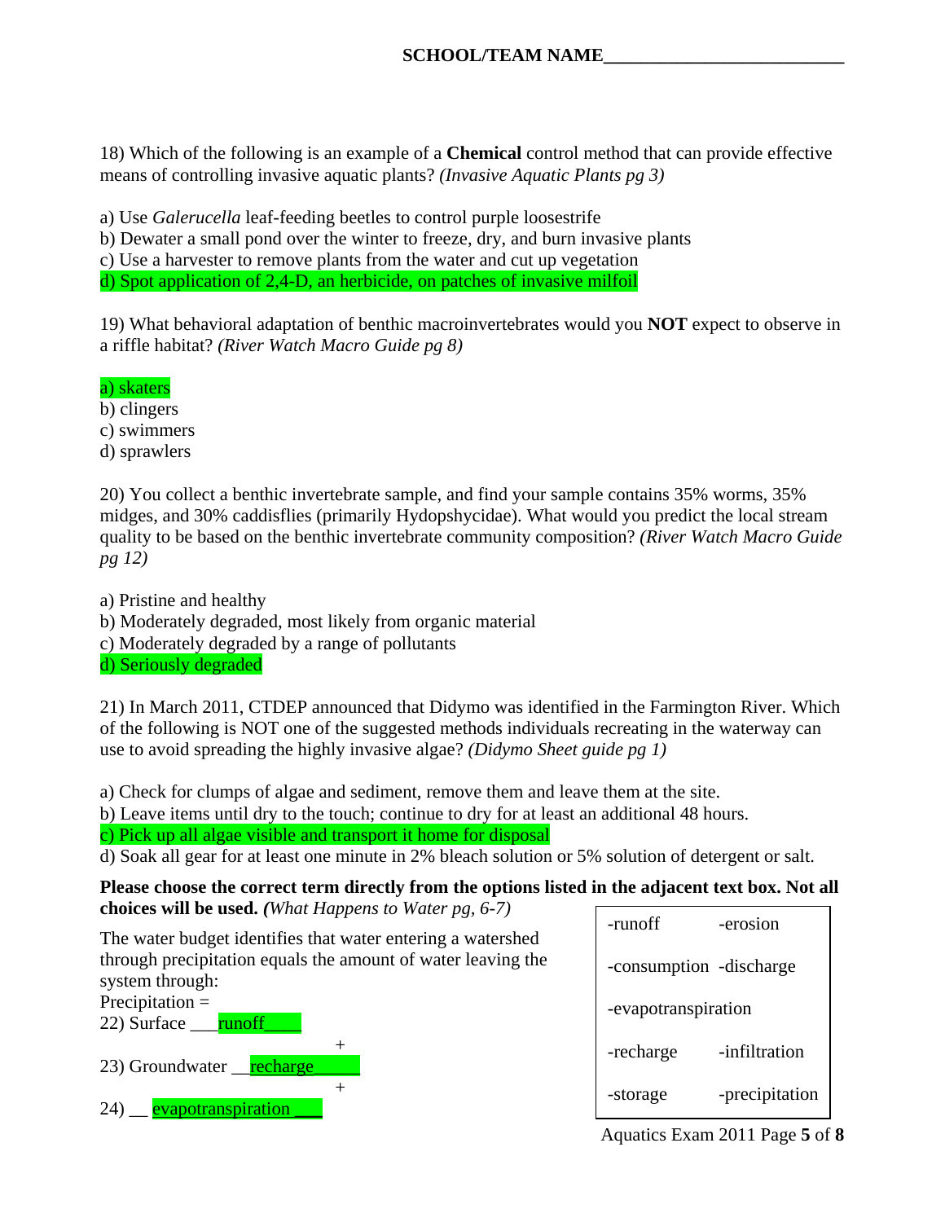**SCHOOL/TEAM NAME___________________________**

18) Which of the following is an example of a **Chemical** control method that can provide effective means of controlling invasive aquatic plants? *(Invasive Aquatic Plants pg 3)*

a) Use *Galerucella* leaf-feeding beetles to control purple loosestrife
b) Dewater a small pond over the winter to freeze, dry, and burn invasive plants
c) Use a harvester to remove plants from the water and cut up vegetation
d) Spot application of 2,4-D, an herbicide, on patches of invasive milfoil

19) What behavioral adaptation of benthic macroinvertebrates would you **NOT** expect to observe in a riffle habitat? *(River Watch Macro Guide pg 8)*

a) skaters
b) clingers
c) swimmers
d) sprawlers

20) You collect a benthic invertebrate sample, and find your sample contains 35% worms, 35% midges, and 30% caddisflies (primarily Hydopshycidae). What would you predict the local stream quality to be based on the benthic invertebrate community composition? *(River Watch Macro Guide pg 12)*

a) Pristine and healthy
b) Moderately degraded, most likely from organic material
c) Moderately degraded by a range of pollutants
d) Seriously degraded

21) In March 2011, CTDEP announced that Didymo was identified in the Farmington River. Which of the following is NOT one of the suggested methods individuals recreating in the waterway can use to avoid spreading the highly invasive algae? *(Didymo Sheet guide pg 1)*

a) Check for clumps of algae and sediment, remove them and leave them at the site.
b) Leave items until dry to the touch; continue to dry for at least an additional 48 hours.
c) Pick up all algae visible and transport it home for disposal
d) Soak all gear for at least one minute in 2% bleach solution or 5% solution of detergent or salt.

**Please choose the correct term directly from the options listed in the adjacent text box. Not all choices will be used.** ***(****What Happens to Water pg, 6-7)*

| -runoff | -erosion |
|---|---|
| -consumption | -discharge |
| -evapotranspiration | |
| -recharge | -infiltration |
| -storage | -precipitation |

The water budget identifies that water entering a watershed through precipitation equals the amount of water leaving the system through:

Precipitation =

22) Surface ___runoff____

+

23) Groundwater __recharge_____

+

24) __ evapotranspiration ___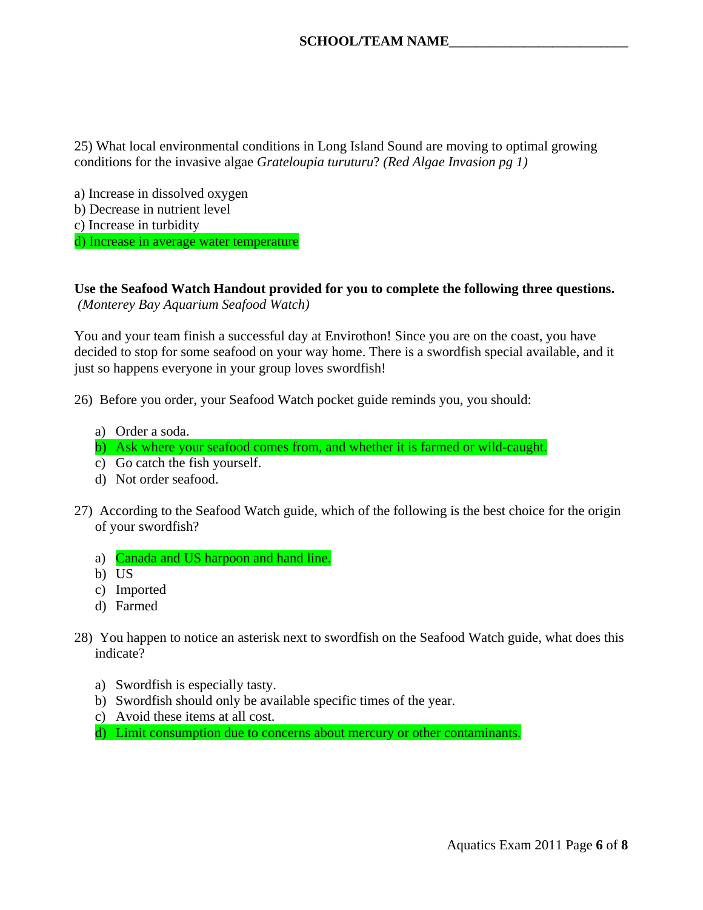SCHOOL/TEAM NAME___________________________

25) What local environmental conditions in Long Island Sound are moving to optimal growing conditions for the invasive algae *Grateloupia turuturu*? *(Red Algae Invasion pg 1)*

a) Increase in dissolved oxygen
b) Decrease in nutrient level
c) Increase in turbidity
d) Increase in average water temperature

**Use the Seafood Watch Handout provided for you to complete the following three questions.**
*(Monterey Bay Aquarium Seafood Watch)*

You and your team finish a successful day at Envirothon! Since you are on the coast, you have decided to stop for some seafood on your way home. There is a swordfish special available, and it just so happens everyone in your group loves swordfish!

26) Before you order, your Seafood Watch pocket guide reminds you, you should:

a) Order a soda.
b) Ask where your seafood comes from, and whether it is farmed or wild-caught.
c) Go catch the fish yourself.
d) Not order seafood.

27) According to the Seafood Watch guide, which of the following is the best choice for the origin of your swordfish?

a) Canada and US harpoon and hand line.
b) US
c) Imported
d) Farmed

28) You happen to notice an asterisk next to swordfish on the Seafood Watch guide, what does this indicate?

a) Swordfish is especially tasty.
b) Swordfish should only be available specific times of the year.
c) Avoid these items at all cost.
d) Limit consumption due to concerns about mercury or other contaminants.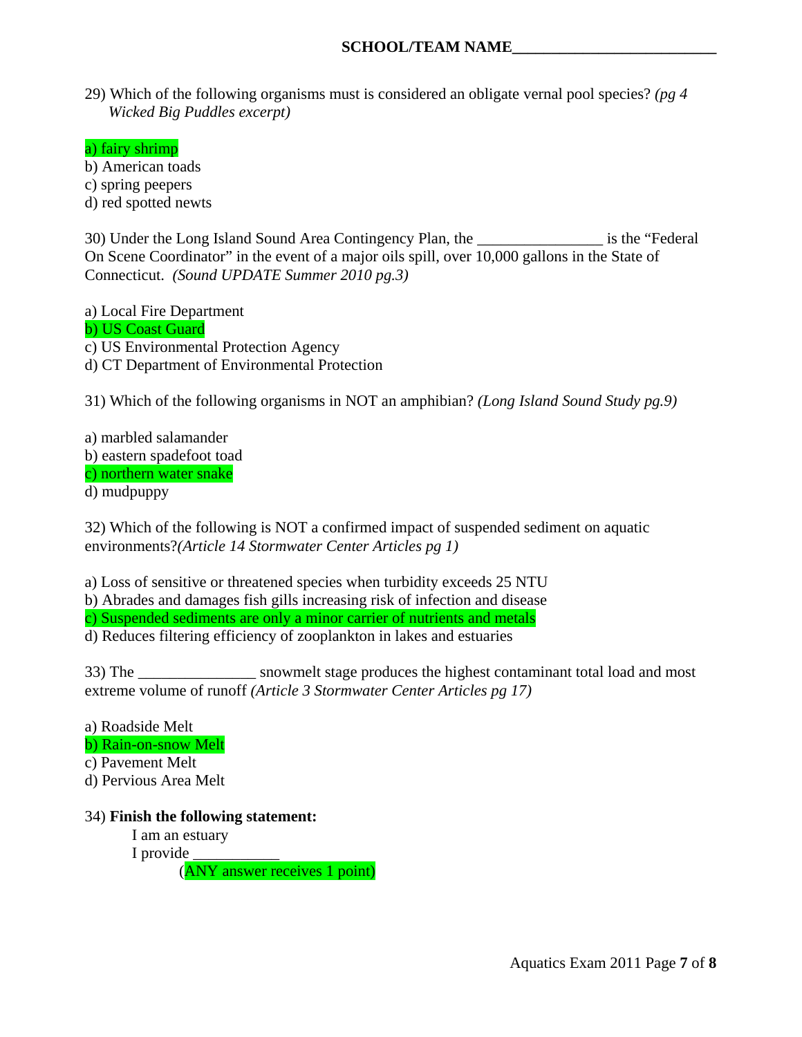SCHOOL/TEAM NAME__________________________

29) Which of the following organisms must is considered an obligate vernal pool species? *(pg 4 Wicked Big Puddles excerpt)*

a) fairy shrimp
b) American toads
c) spring peepers
d) red spotted newts

30) Under the Long Island Sound Area Contingency Plan, the ________________ is the "Federal On Scene Coordinator" in the event of a major oils spill, over 10,000 gallons in the State of Connecticut. *(Sound UPDATE Summer 2010 pg.3)*

a) Local Fire Department
b) US Coast Guard
c) US Environmental Protection Agency
d) CT Department of Environmental Protection

31) Which of the following organisms in NOT an amphibian? *(Long Island Sound Study pg.9)*

a) marbled salamander
b) eastern spadefoot toad
c) northern water snake
d) mudpuppy

32) Which of the following is NOT a confirmed impact of suspended sediment on aquatic environments?*(Article 14 Stormwater Center Articles pg 1)*

a) Loss of sensitive or threatened species when turbidity exceeds 25 NTU
b) Abrades and damages fish gills increasing risk of infection and disease
c) Suspended sediments are only a minor carrier of nutrients and metals
d) Reduces filtering efficiency of zooplankton in lakes and estuaries

33) The _______________ snowmelt stage produces the highest contaminant total load and most extreme volume of runoff *(Article 3 Stormwater Center Articles pg 17)*

a) Roadside Melt
b) Rain-on-snow Melt
c) Pavement Melt
d) Pervious Area Melt

34) **Finish the following statement:**

I am an estuary
I provide ___________
(ANY answer receives 1 point)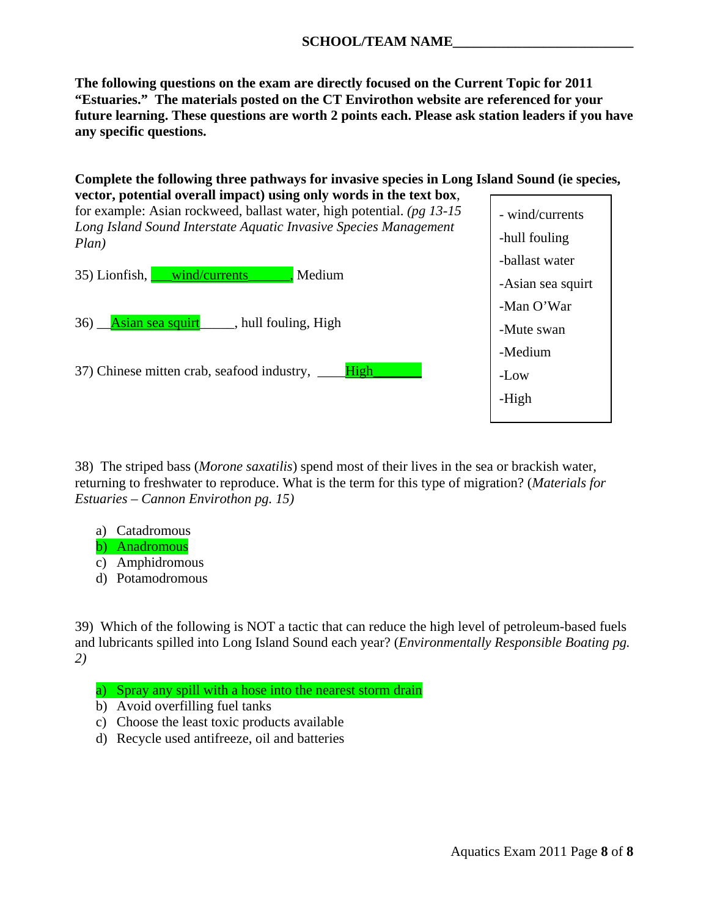**SCHOOL/TEAM NAME__________________________**

**The following questions on the exam are directly focused on the Current Topic for 2011 "Estuaries." The materials posted on the CT Envirothon website are referenced for your future learning. These questions are worth 2 points each. Please ask station leaders if you have any specific questions.**

**Complete the following three pathways for invasive species in Long Island Sound (ie species, vector, potential overall impact) using only words in the text box**, for example: Asian rockweed, ballast water, high potential. *(pg 13-15 Long Island Sound Interstate Aquatic Invasive Species Management Plan)*

- wind/currents
- hull fouling
- ballast water
- Asian sea squirt
- Man O'War
- Mute swan
- Medium
- Low
- High

35) Lionfish, ___wind/currents______, Medium

36) __Asian sea squirt_____, hull fouling, High

37) Chinese mitten crab, seafood industry, ____High_______

38) The striped bass (*Morone saxatilis*) spend most of their lives in the sea or brackish water, returning to freshwater to reproduce. What is the term for this type of migration? (*Materials for Estuaries – Cannon Envirothon pg. 15)*

a) Catadromous
b) Anadromous
c) Amphidromous
d) Potamodromous

39) Which of the following is NOT a tactic that can reduce the high level of petroleum-based fuels and lubricants spilled into Long Island Sound each year? (*Environmentally Responsible Boating pg. 2)*

a) Spray any spill with a hose into the nearest storm drain
b) Avoid overfilling fuel tanks
c) Choose the least toxic products available
d) Recycle used antifreeze, oil and batteries